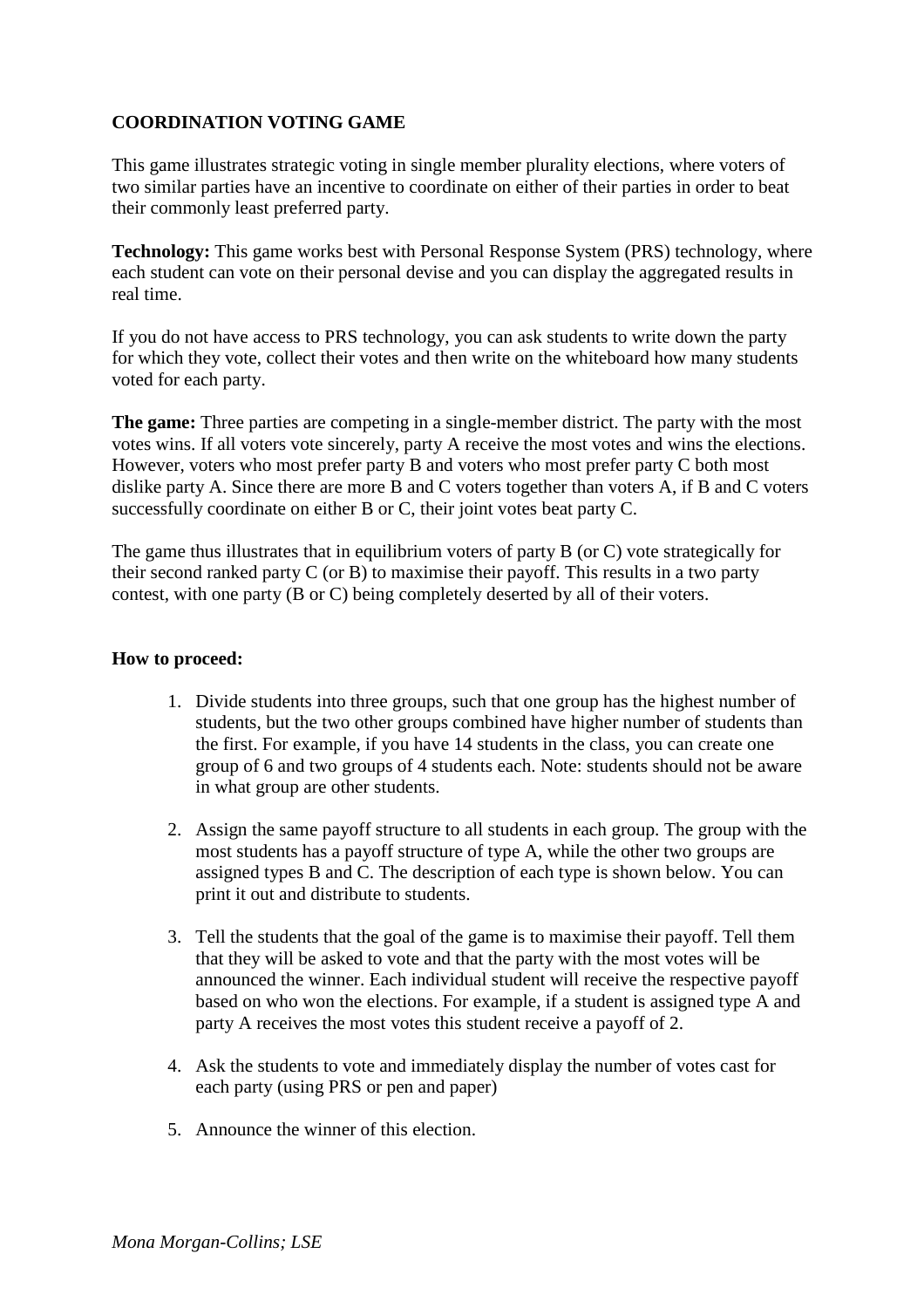**COORDINATION VOTING GAME**

This game illustrates strategic voting in single member plurality elections, where voters of two similar parties have an incentive to coordinate on either of their parties in order to beat their commonly least preferred party.

**Technology:** This game works best with Personal Response System (PRS) technology, where each student can vote on their personal devise and you can display the aggregated results in real time.

If you do not have access to PRS technology, you can ask students to write down the party for which they vote, collect their votes and then write on the whiteboard how many students voted for each party.

**The game:** Three parties are competing in a single-member district. The party with the most votes wins. If all voters vote sincerely, party A receive the most votes and wins the elections. However, voters who most prefer party B and voters who most prefer party C both most dislike party A. Since there are more B and C voters together than voters A, if B and C voters successfully coordinate on either B or C, their joint votes beat party C.

The game thus illustrates that in equilibrium voters of party B (or C) vote strategically for their second ranked party C (or B) to maximise their payoff. This results in a two party contest, with one party (B or C) being completely deserted by all of their voters.

**How to proceed:**

1. Divide students into three groups, such that one group has the highest number of students, but the two other groups combined have higher number of students than the first. For example, if you have 14 students in the class, you can create one group of 6 and two groups of 4 students each. Note: students should not be aware in what group are other students.
2. Assign the same payoff structure to all students in each group. The group with the most students has a payoff structure of type A, while the other two groups are assigned types B and C. The description of each type is shown below. You can print it out and distribute to students.
3. Tell the students that the goal of the game is to maximise their payoff. Tell them that they will be asked to vote and that the party with the most votes will be announced the winner. Each individual student will receive the respective payoff based on who won the elections. For example, if a student is assigned type A and party A receives the most votes this student receive a payoff of 2.
4. Ask the students to vote and immediately display the number of votes cast for each party (using PRS or pen and paper)
5. Announce the winner of this election.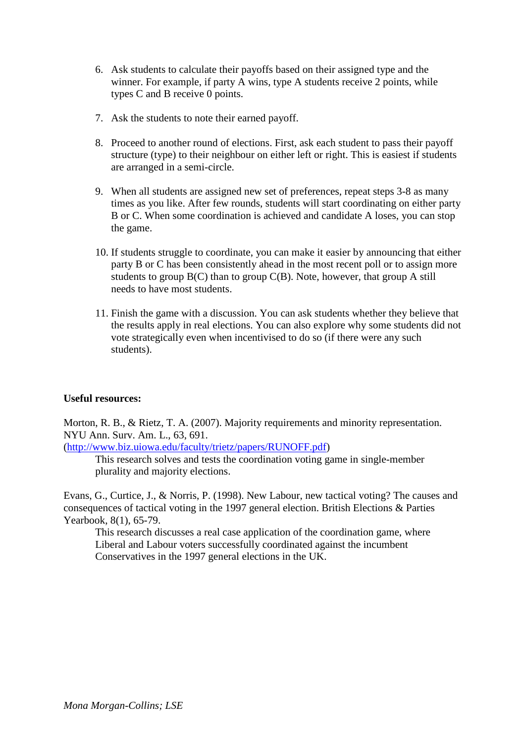6. Ask students to calculate their payoffs based on their assigned type and the winner. For example, if party A wins, type A students receive 2 points, while types C and B receive 0 points.

7. Ask the students to note their earned payoff.

8. Proceed to another round of elections. First, ask each student to pass their payoff structure (type) to their neighbour on either left or right. This is easiest if students are arranged in a semi-circle.

9. When all students are assigned new set of preferences, repeat steps 3-8 as many times as you like. After few rounds, students will start coordinating on either party B or C. When some coordination is achieved and candidate A loses, you can stop the game.

10. If students struggle to coordinate, you can make it easier by announcing that either party B or C has been consistently ahead in the most recent poll or to assign more students to group B(C) than to group C(B). Note, however, that group A still needs to have most students.

11. Finish the game with a discussion. You can ask students whether they believe that the results apply in real elections. You can also explore why some students did not vote strategically even when incentivised to do so (if there were any such students).

**Useful resources:**

Morton, R. B., & Rietz, T. A. (2007). Majority requirements and minority representation. NYU Ann. Surv. Am. L., 63, 691. (http://www.biz.uiowa.edu/faculty/trietz/papers/RUNOFF.pdf)

> This research solves and tests the coordination voting game in single-member plurality and majority elections.

Evans, G., Curtice, J., & Norris, P. (1998). New Labour, new tactical voting? The causes and consequences of tactical voting in the 1997 general election. British Elections & Parties Yearbook, 8(1), 65-79.

> This research discusses a real case application of the coordination game, where Liberal and Labour voters successfully coordinated against the incumbent Conservatives in the 1997 general elections in the UK.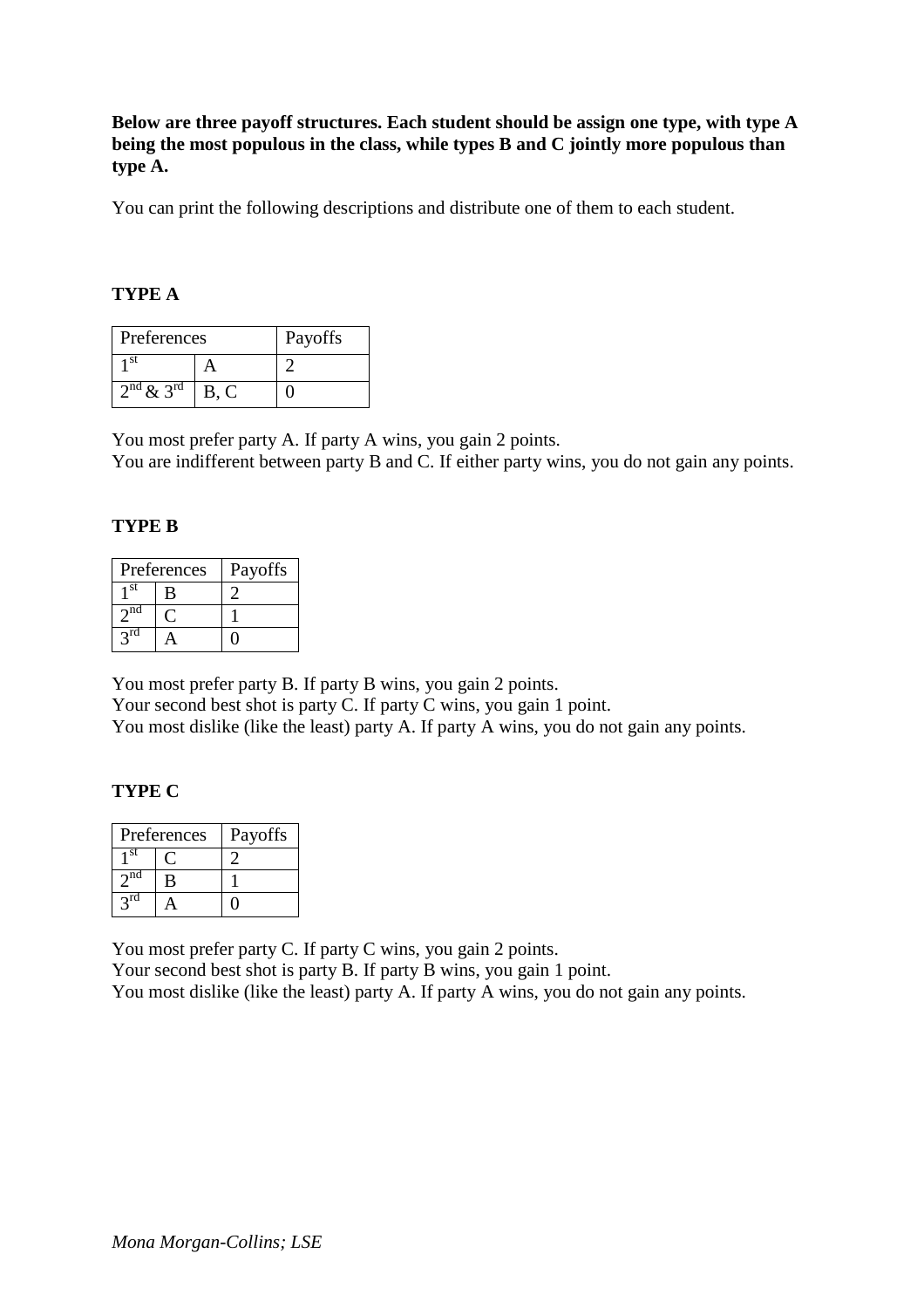**Below are three payoff structures. Each student should be assign one type, with type A being the most populous in the class, while types B and C jointly more populous than type A.**

You can print the following descriptions and distribute one of them to each student.

**TYPE A**

| Preferences | | Payoffs |
|---|---|---|
| 1st | A | 2 |
| 2nd & 3rd | B, C | 0 |

You most prefer party A. If party A wins, you gain 2 points.
You are indifferent between party B and C. If either party wins, you do not gain any points.

**TYPE B**

| Preferences | | Payoffs |
|---|---|---|
| 1st | B | 2 |
| 2nd | C | 1 |
| 3rd | A | 0 |

You most prefer party B. If party B wins, you gain 2 points.
Your second best shot is party C. If party C wins, you gain 1 point.
You most dislike (like the least) party A. If party A wins, you do not gain any points.

**TYPE C**

| Preferences | | Payoffs |
|---|---|---|
| 1st | C | 2 |
| 2nd | B | 1 |
| 3rd | A | 0 |

You most prefer party C. If party C wins, you gain 2 points.
Your second best shot is party B. If party B wins, you gain 1 point.
You most dislike (like the least) party A. If party A wins, you do not gain any points.

*Mona Morgan-Collins; LSE*